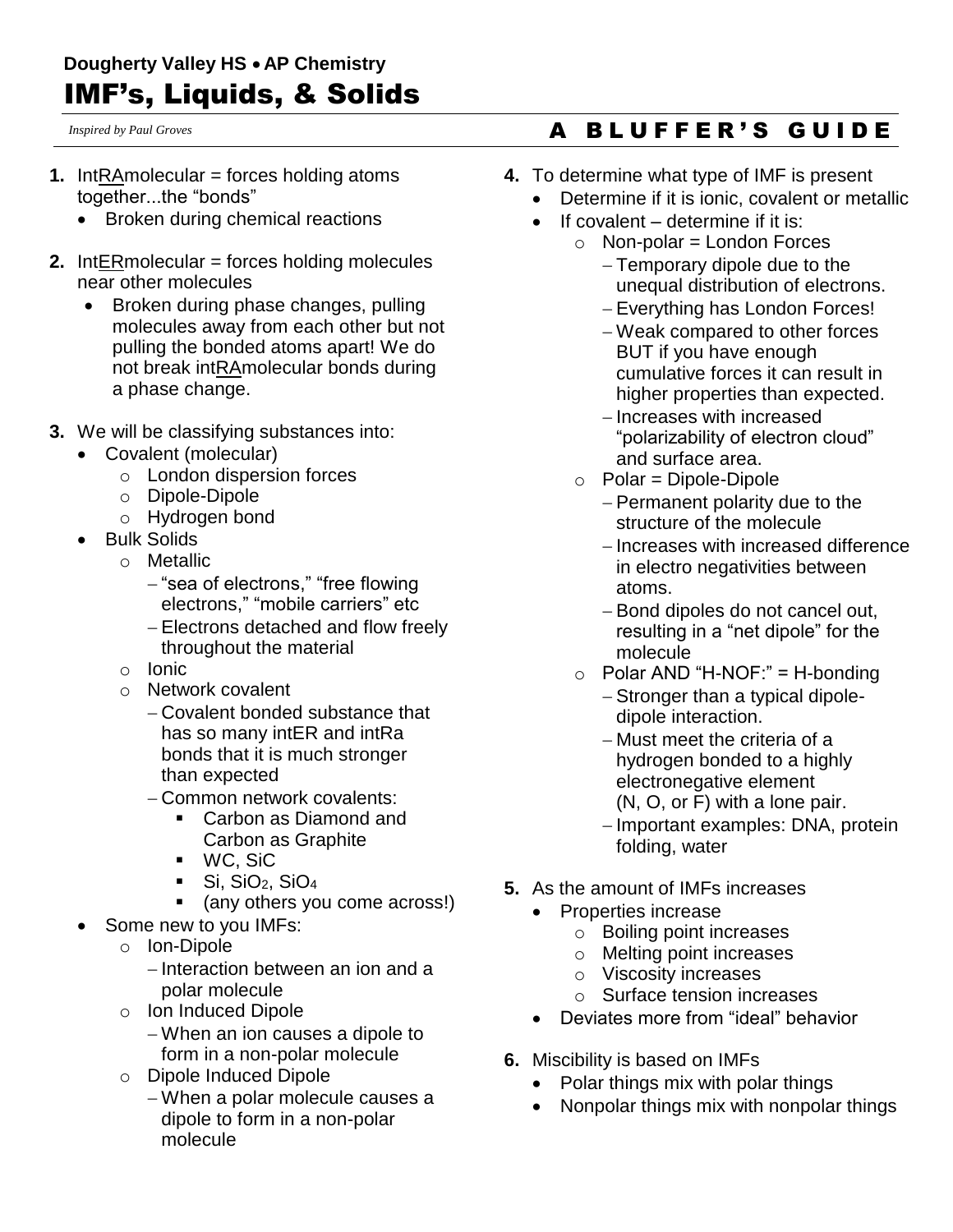**Dougherty Valley HS • AP Chemistry**

# IMF's, Liquids, & Solids

*Inspired by Paul Groves*

## A BLUFFER'S GUIDE

1. IntRAmolecular = forces holding atoms together...the "bonds"
   - Broken during chemical reactions

2. IntERmolecular = forces holding molecules near other molecules
   - Broken during phase changes, pulling molecules away from each other but not pulling the bonded atoms apart! We do not break intRAmolecular bonds during a phase change.

3. We will be classifying substances into:
   - Covalent (molecular)
     - London dispersion forces
     - Dipole-Dipole
     - Hydrogen bond
   - Bulk Solids
     - Metallic
       - "sea of electrons," "free flowing electrons," "mobile carriers" etc
       - Electrons detached and flow freely throughout the material
     - Ionic
     - Network covalent
       - Covalent bonded substance that has so many intER and intRa bonds that it is much stronger than expected
       - Common network covalents:
         - Carbon as Diamond and Carbon as Graphite
         - WC, SiC
         - Si, $SiO_2$, $SiO_4$
         - (any others you come across!)
   - Some new to you IMFs:
     - Ion-Dipole
       - Interaction between an ion and a polar molecule
     - Ion Induced Dipole
       - When an ion causes a dipole to form in a non-polar molecule
     - Dipole Induced Dipole
       - When a polar molecule causes a dipole to form in a non-polar molecule

4. To determine what type of IMF is present
   - Determine if it is ionic, covalent or metallic
   - If covalent – determine if it is:
     - Non-polar = London Forces
       - Temporary dipole due to the unequal distribution of electrons.
       - Everything has London Forces!
       - Weak compared to other forces BUT if you have enough cumulative forces it can result in higher properties than expected.
       - Increases with increased "polarizability of electron cloud" and surface area.
     - Polar = Dipole-Dipole
       - Permanent polarity due to the structure of the molecule
       - Increases with increased difference in electro negativities between atoms.
       - Bond dipoles do not cancel out, resulting in a "net dipole" for the molecule
     - Polar AND "H-NOF:" = H-bonding
       - Stronger than a typical dipole-dipole interaction.
       - Must meet the criteria of a hydrogen bonded to a highly electronegative element (N, O, or F) with a lone pair.
       - Important examples: DNA, protein folding, water

5. As the amount of IMFs increases
   - Properties increase
     - Boiling point increases
     - Melting point increases
     - Viscosity increases
     - Surface tension increases
   - Deviates more from "ideal" behavior

6. Miscibility is based on IMFs
   - Polar things mix with polar things
   - Nonpolar things mix with nonpolar things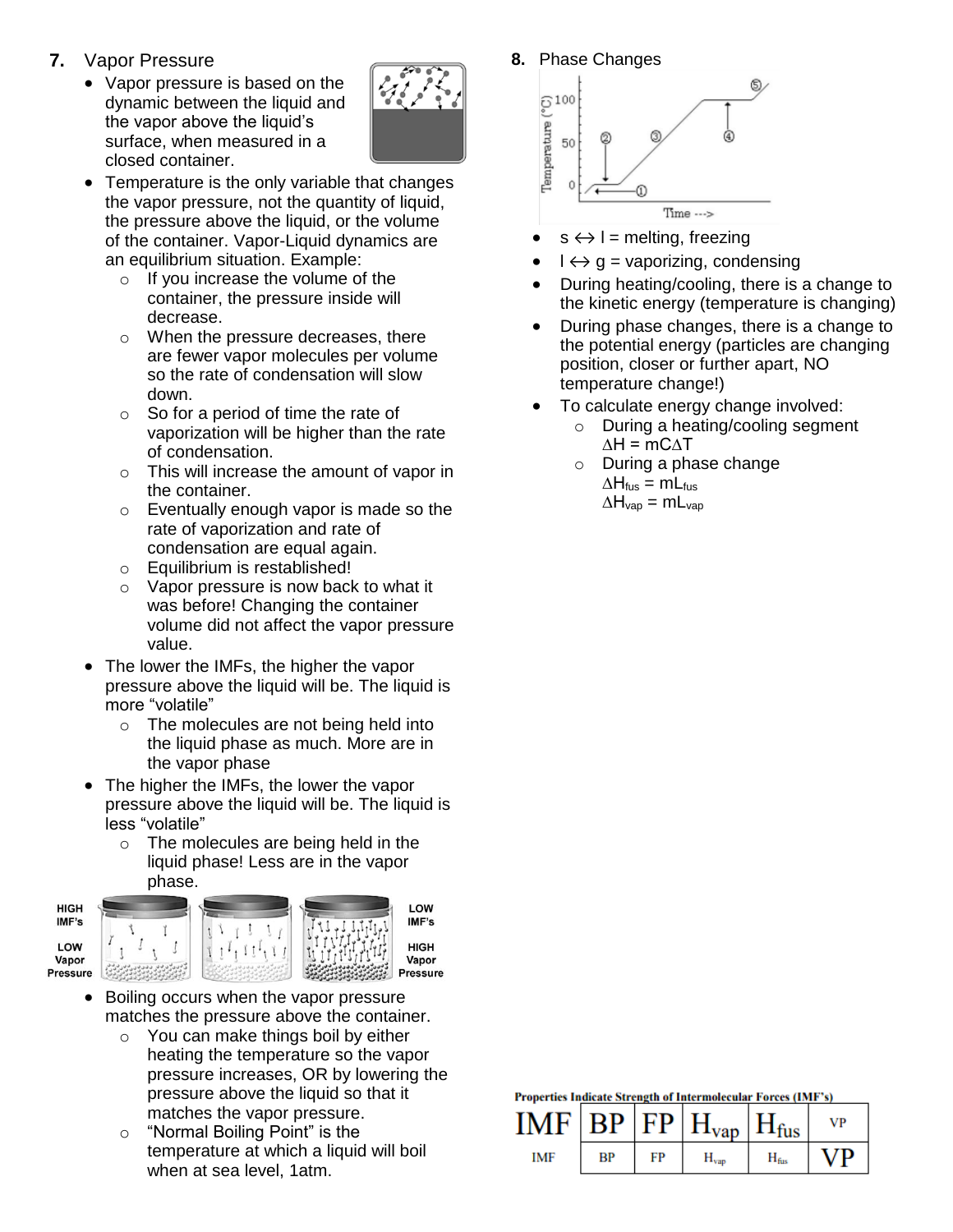**7.** Vapor Pressure

- Vapor pressure is based on the dynamic between the liquid and the vapor above the liquid's surface, when measured in a closed container.
- Temperature is the only variable that changes the vapor pressure, not the quantity of liquid, the pressure above the liquid, or the volume of the container. Vapor-Liquid dynamics are an equilibrium situation. Example:
  - If you increase the volume of the container, the pressure inside will decrease.
  - When the pressure decreases, there are fewer vapor molecules per volume so the rate of condensation will slow down.
  - So for a period of time the rate of vaporization will be higher than the rate of condensation.
  - This will increase the amount of vapor in the container.
  - Eventually enough vapor is made so the rate of vaporization and rate of condensation are equal again.
  - Equilibrium is established!
  - Vapor pressure is now back to what it was before! Changing the container volume did not affect the vapor pressure value.
- The lower the IMFs, the higher the vapor pressure above the liquid will be. The liquid is more "volatile"
  - The molecules are not being held into the liquid phase as much. More are in the vapor phase
- The higher the IMFs, the lower the vapor pressure above the liquid will be. The liquid is less "volatile"
  - The molecules are being held in the liquid phase! Less are in the vapor phase.

HIGH IMF's
LOW Vapor Pressure
LOW IMF's
HIGH Vapor Pressure

- Boiling occurs when the vapor pressure matches the pressure above the container.
  - You can make things boil by either heating the temperature so the vapor pressure increases, OR by lowering the pressure above the liquid so that it matches the vapor pressure.
  - "Normal Boiling Point" is the temperature at which a liquid will boil when at sea level, 1atm.

**8.** Phase Changes

Temperature (°C)
100
50
0
Time --->
① ② ③ ④ ⑤

- s ↔ l = melting, freezing
- l ↔ g = vaporizing, condensing
- During heating/cooling, there is a change to the kinetic energy (temperature is changing)
- During phase changes, there is a change to the potential energy (particles are changing position, closer or further apart, NO temperature change!)
- To calculate energy change involved:
  - During a heating/cooling segment
    $\Delta H = mC\Delta T$
  - During a phase change
    $\Delta H_{fus} = mL_{fus}$
    $\Delta H_{vap} = mL_{vap}$

**Properties Indicate Strength of Intermolecular Forces (IMF's)**

| IMF | BP | FP | $H_{vap}$ | $H_{fus}$ | VP |
|---|---|---|---|---|---|
| IMF | BP | FP | $H_{vap}$ | $H_{fus}$ | VP |